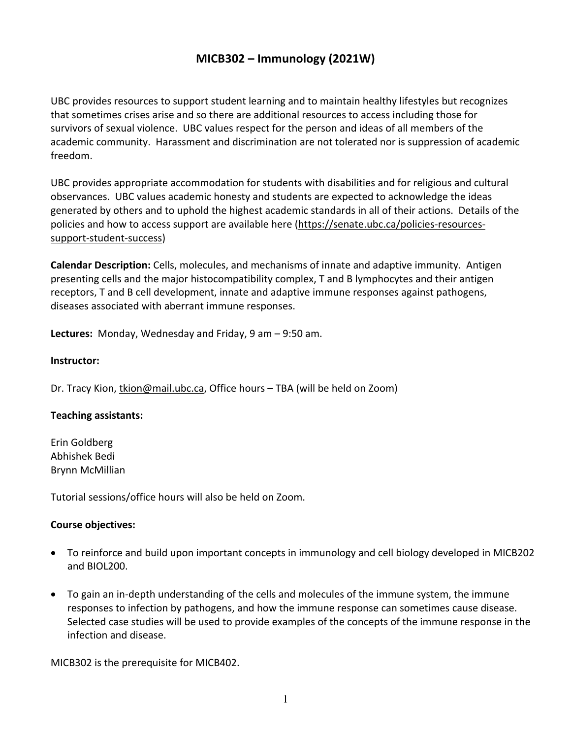# MICB302 – Immunology (2021W)

UBC provides resources to support student learning and to maintain healthy lifestyles but recognizes that sometimes crises arise and so there are additional resources to access including those for survivors of sexual violence. UBC values respect for the person and ideas of all members of the academic community. Harassment and discrimination are not tolerated nor is suppression of academic freedom.

UBC provides appropriate accommodation for students with disabilities and for religious and cultural observances. UBC values academic honesty and students are expected to acknowledge the ideas generated by others and to uphold the highest academic standards in all of their actions. Details of the policies and how to access support are available here (https://senate.ubc.ca/policies-resources-support-student-success)

**Calendar Description:** Cells, molecules, and mechanisms of innate and adaptive immunity. Antigen presenting cells and the major histocompatibility complex, T and B lymphocytes and their antigen receptors, T and B cell development, innate and adaptive immune responses against pathogens, diseases associated with aberrant immune responses.

**Lectures:** Monday, Wednesday and Friday, 9 am – 9:50 am.

**Instructor:**

Dr. Tracy Kion, tkion@mail.ubc.ca, Office hours – TBA (will be held on Zoom)

**Teaching assistants:**

Erin Goldberg
Abhishek Bedi
Brynn McMillian

Tutorial sessions/office hours will also be held on Zoom.

**Course objectives:**

- To reinforce and build upon important concepts in immunology and cell biology developed in MICB202 and BIOL200.
- To gain an in-depth understanding of the cells and molecules of the immune system, the immune responses to infection by pathogens, and how the immune response can sometimes cause disease. Selected case studies will be used to provide examples of the concepts of the immune response in the infection and disease.

MICB302 is the prerequisite for MICB402.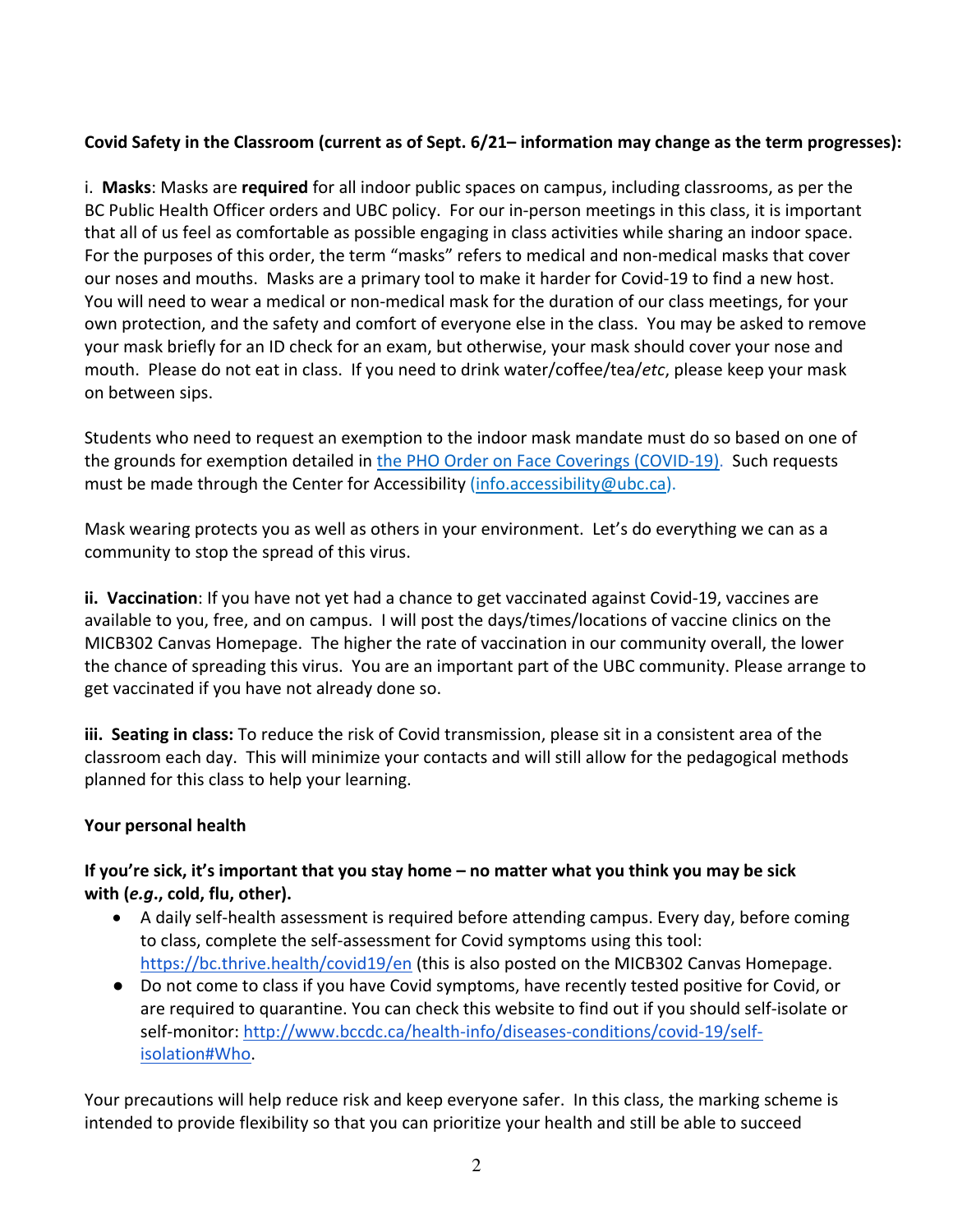**Covid Safety in the Classroom (current as of Sept. 6/21– information may change as the term progresses):**

i. **Masks**: Masks are **required** for all indoor public spaces on campus, including classrooms, as per the BC Public Health Officer orders and UBC policy. For our in-person meetings in this class, it is important that all of us feel as comfortable as possible engaging in class activities while sharing an indoor space. For the purposes of this order, the term "masks" refers to medical and non-medical masks that cover our noses and mouths. Masks are a primary tool to make it harder for Covid-19 to find a new host. You will need to wear a medical or non-medical mask for the duration of our class meetings, for your own protection, and the safety and comfort of everyone else in the class. You may be asked to remove your mask briefly for an ID check for an exam, but otherwise, your mask should cover your nose and mouth. Please do not eat in class. If you need to drink water/coffee/tea/*etc*, please keep your mask on between sips.

Students who need to request an exemption to the indoor mask mandate must do so based on one of the grounds for exemption detailed in the PHO Order on Face Coverings (COVID-19). Such requests must be made through the Center for Accessibility (info.accessibility@ubc.ca).

Mask wearing protects you as well as others in your environment. Let's do everything we can as a community to stop the spread of this virus.

**ii. Vaccination**: If you have not yet had a chance to get vaccinated against Covid-19, vaccines are available to you, free, and on campus. I will post the days/times/locations of vaccine clinics on the MICB302 Canvas Homepage. The higher the rate of vaccination in our community overall, the lower the chance of spreading this virus. You are an important part of the UBC community. Please arrange to get vaccinated if you have not already done so.

**iii. Seating in class:** To reduce the risk of Covid transmission, please sit in a consistent area of the classroom each day. This will minimize your contacts and will still allow for the pedagogical methods planned for this class to help your learning.

**Your personal health**

**If you're sick, it's important that you stay home – no matter what you think you may be sick with (*e.g.*, cold, flu, other).**

- A daily self-health assessment is required before attending campus. Every day, before coming to class, complete the self-assessment for Covid symptoms using this tool: https://bc.thrive.health/covid19/en (this is also posted on the MICB302 Canvas Homepage.
- Do not come to class if you have Covid symptoms, have recently tested positive for Covid, or are required to quarantine. You can check this website to find out if you should self-isolate or self-monitor: http://www.bccdc.ca/health-info/diseases-conditions/covid-19/self-isolation#Who.

Your precautions will help reduce risk and keep everyone safer. In this class, the marking scheme is intended to provide flexibility so that you can prioritize your health and still be able to succeed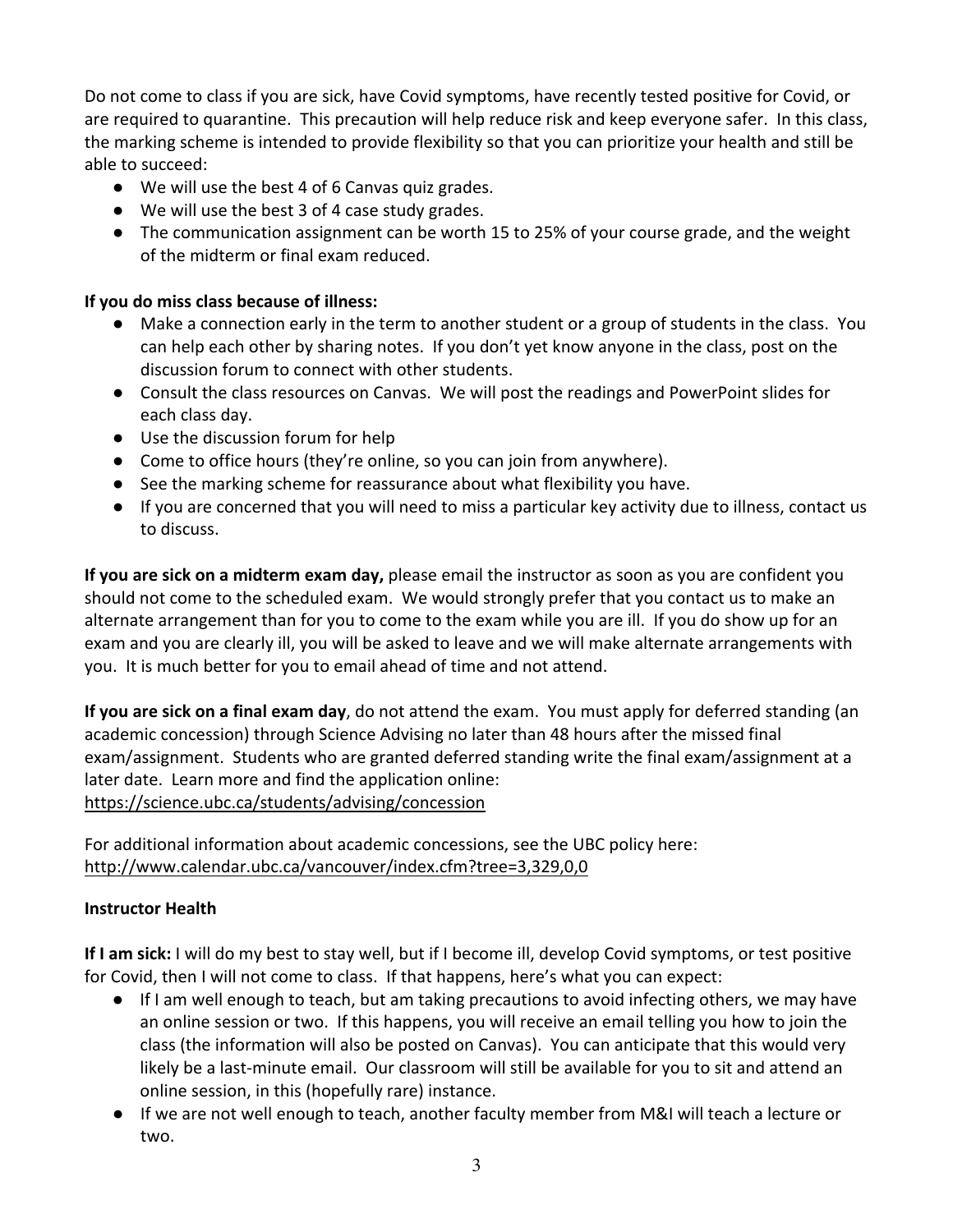Do not come to class if you are sick, have Covid symptoms, have recently tested positive for Covid, or are required to quarantine. This precaution will help reduce risk and keep everyone safer. In this class, the marking scheme is intended to provide flexibility so that you can prioritize your health and still be able to succeed:

- We will use the best 4 of 6 Canvas quiz grades.
- We will use the best 3 of 4 case study grades.
- The communication assignment can be worth 15 to 25% of your course grade, and the weight of the midterm or final exam reduced.

**If you do miss class because of illness:**

- Make a connection early in the term to another student or a group of students in the class. You can help each other by sharing notes. If you don't yet know anyone in the class, post on the discussion forum to connect with other students.
- Consult the class resources on Canvas. We will post the readings and PowerPoint slides for each class day.
- Use the discussion forum for help
- Come to office hours (they're online, so you can join from anywhere).
- See the marking scheme for reassurance about what flexibility you have.
- If you are concerned that you will need to miss a particular key activity due to illness, contact us to discuss.

**If you are sick on a midterm exam day,** please email the instructor as soon as you are confident you should not come to the scheduled exam. We would strongly prefer that you contact us to make an alternate arrangement than for you to come to the exam while you are ill. If you do show up for an exam and you are clearly ill, you will be asked to leave and we will make alternate arrangements with you. It is much better for you to email ahead of time and not attend.

**If you are sick on a final exam day**, do not attend the exam. You must apply for deferred standing (an academic concession) through Science Advising no later than 48 hours after the missed final exam/assignment. Students who are granted deferred standing write the final exam/assignment at a later date. Learn more and find the application online: https://science.ubc.ca/students/advising/concession

For additional information about academic concessions, see the UBC policy here: http://www.calendar.ubc.ca/vancouver/index.cfm?tree=3,329,0,0

**Instructor Health**

**If I am sick:** I will do my best to stay well, but if I become ill, develop Covid symptoms, or test positive for Covid, then I will not come to class. If that happens, here's what you can expect:

- If I am well enough to teach, but am taking precautions to avoid infecting others, we may have an online session or two. If this happens, you will receive an email telling you how to join the class (the information will also be posted on Canvas). You can anticipate that this would very likely be a last-minute email. Our classroom will still be available for you to sit and attend an online session, in this (hopefully rare) instance.
- If we are not well enough to teach, another faculty member from M&I will teach a lecture or two.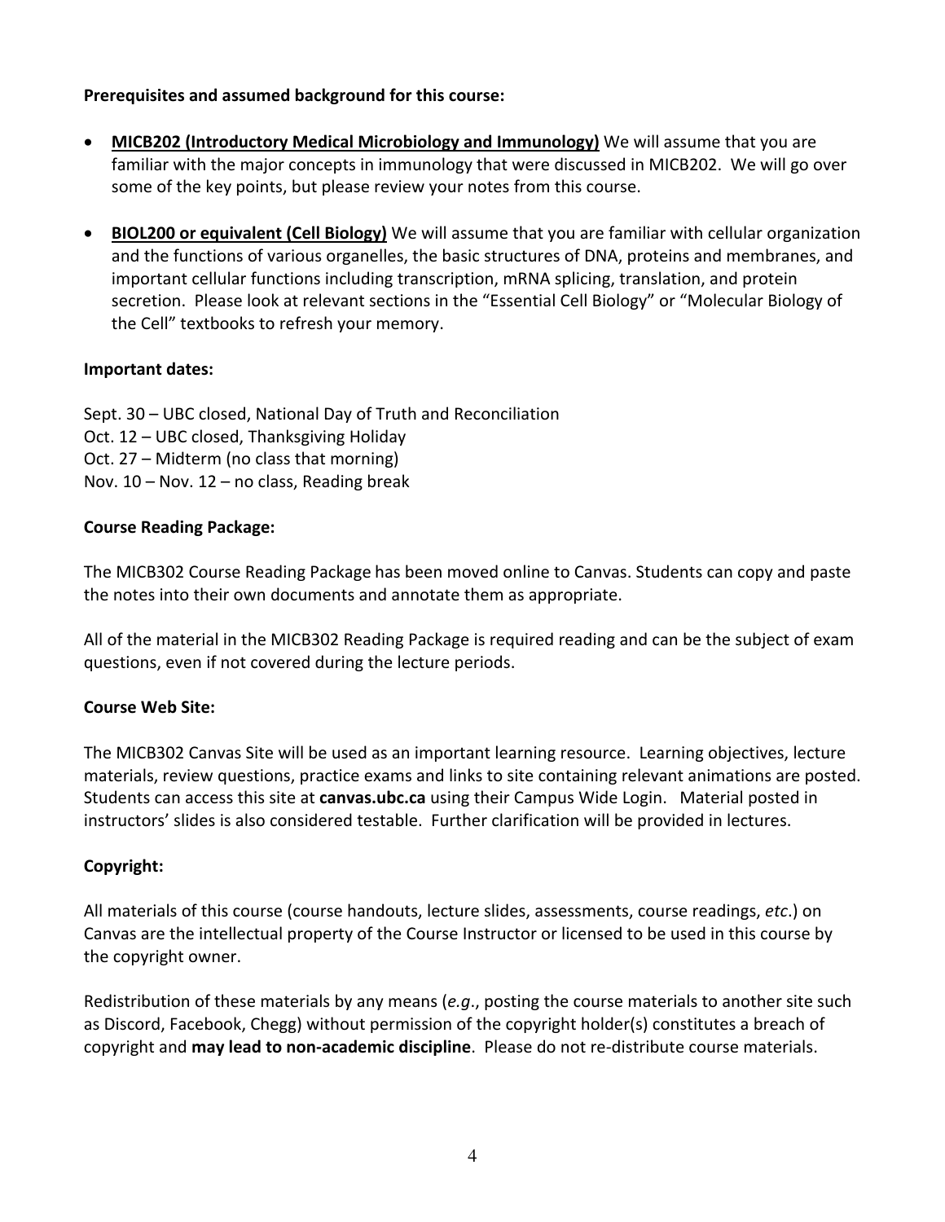**Prerequisites and assumed background for this course:**

- **MICB202 (Introductory Medical Microbiology and Immunology)** We will assume that you are familiar with the major concepts in immunology that were discussed in MICB202. We will go over some of the key points, but please review your notes from this course.

- **BIOL200 or equivalent (Cell Biology)** We will assume that you are familiar with cellular organization and the functions of various organelles, the basic structures of DNA, proteins and membranes, and important cellular functions including transcription, mRNA splicing, translation, and protein secretion. Please look at relevant sections in the "Essential Cell Biology" or "Molecular Biology of the Cell" textbooks to refresh your memory.

**Important dates:**

Sept. 30 – UBC closed, National Day of Truth and Reconciliation
Oct. 12 – UBC closed, Thanksgiving Holiday
Oct. 27 – Midterm (no class that morning)
Nov. 10 – Nov. 12 – no class, Reading break

**Course Reading Package:**

The MICB302 Course Reading Package has been moved online to Canvas. Students can copy and paste the notes into their own documents and annotate them as appropriate.

All of the material in the MICB302 Reading Package is required reading and can be the subject of exam questions, even if not covered during the lecture periods.

**Course Web Site:**

The MICB302 Canvas Site will be used as an important learning resource. Learning objectives, lecture materials, review questions, practice exams and links to site containing relevant animations are posted. Students can access this site at **canvas.ubc.ca** using their Campus Wide Login. Material posted in instructors' slides is also considered testable. Further clarification will be provided in lectures.

**Copyright:**

All materials of this course (course handouts, lecture slides, assessments, course readings, *etc.*) on Canvas are the intellectual property of the Course Instructor or licensed to be used in this course by the copyright owner.

Redistribution of these materials by any means (*e.g*., posting the course materials to another site such as Discord, Facebook, Chegg) without permission of the copyright holder(s) constitutes a breach of copyright and **may lead to non-academic discipline**. Please do not re-distribute course materials.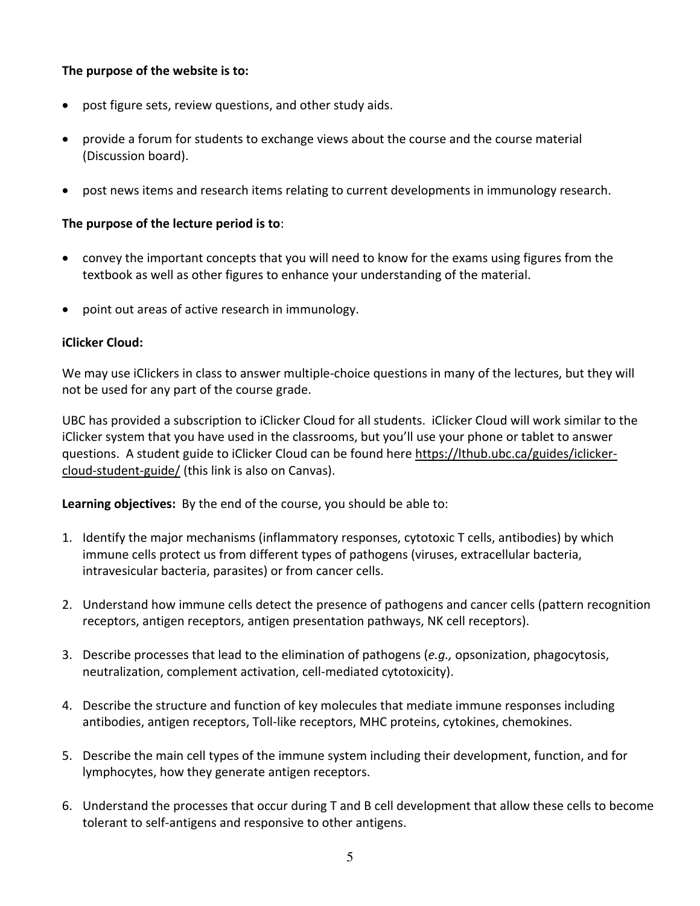**The purpose of the website is to:**

- post figure sets, review questions, and other study aids.
- provide a forum for students to exchange views about the course and the course material (Discussion board).
- post news items and research items relating to current developments in immunology research.

**The purpose of the lecture period is to**:

- convey the important concepts that you will need to know for the exams using figures from the textbook as well as other figures to enhance your understanding of the material.
- point out areas of active research in immunology.

**iClicker Cloud:**

We may use iClickers in class to answer multiple-choice questions in many of the lectures, but they will not be used for any part of the course grade.

UBC has provided a subscription to iClicker Cloud for all students. iClicker Cloud will work similar to the iClicker system that you have used in the classrooms, but you'll use your phone or tablet to answer questions. A student guide to iClicker Cloud can be found here https://lthub.ubc.ca/guides/iclicker-cloud-student-guide/ (this link is also on Canvas).

**Learning objectives:** By the end of the course, you should be able to:

1. Identify the major mechanisms (inflammatory responses, cytotoxic T cells, antibodies) by which immune cells protect us from different types of pathogens (viruses, extracellular bacteria, intravesicular bacteria, parasites) or from cancer cells.
2. Understand how immune cells detect the presence of pathogens and cancer cells (pattern recognition receptors, antigen receptors, antigen presentation pathways, NK cell receptors).
3. Describe processes that lead to the elimination of pathogens (*e.g.,* opsonization, phagocytosis, neutralization, complement activation, cell-mediated cytotoxicity).
4. Describe the structure and function of key molecules that mediate immune responses including antibodies, antigen receptors, Toll-like receptors, MHC proteins, cytokines, chemokines.
5. Describe the main cell types of the immune system including their development, function, and for lymphocytes, how they generate antigen receptors.
6. Understand the processes that occur during T and B cell development that allow these cells to become tolerant to self-antigens and responsive to other antigens.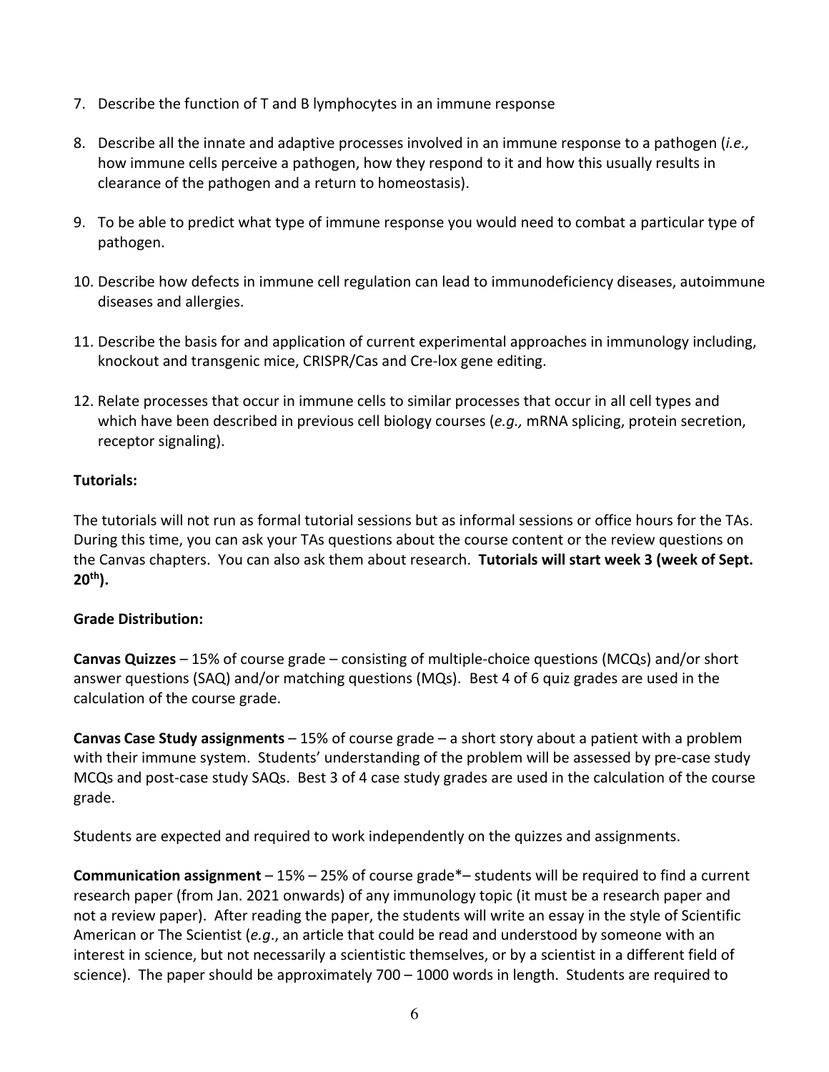7. Describe the function of T and B lymphocytes in an immune response

8. Describe all the innate and adaptive processes involved in an immune response to a pathogen (*i.e.,* how immune cells perceive a pathogen, how they respond to it and how this usually results in clearance of the pathogen and a return to homeostasis).

9. To be able to predict what type of immune response you would need to combat a particular type of pathogen.

10. Describe how defects in immune cell regulation can lead to immunodeficiency diseases, autoimmune diseases and allergies.

11. Describe the basis for and application of current experimental approaches in immunology including, knockout and transgenic mice, CRISPR/Cas and Cre-lox gene editing.

12. Relate processes that occur in immune cells to similar processes that occur in all cell types and which have been described in previous cell biology courses (*e.g.,* mRNA splicing, protein secretion, receptor signaling).

**Tutorials:**

The tutorials will not run as formal tutorial sessions but as informal sessions or office hours for the TAs. During this time, you can ask your TAs questions about the course content or the review questions on the Canvas chapters. You can also ask them about research. **Tutorials will start week 3 (week of Sept. 20th).**

**Grade Distribution:**

**Canvas Quizzes** – 15% of course grade – consisting of multiple-choice questions (MCQs) and/or short answer questions (SAQ) and/or matching questions (MQs). Best 4 of 6 quiz grades are used in the calculation of the course grade.

**Canvas Case Study assignments** – 15% of course grade – a short story about a patient with a problem with their immune system. Students' understanding of the problem will be assessed by pre-case study MCQs and post-case study SAQs. Best 3 of 4 case study grades are used in the calculation of the course grade.

Students are expected and required to work independently on the quizzes and assignments.

**Communication assignment** – 15% – 25% of course grade*– students will be required to find a current research paper (from Jan. 2021 onwards) of any immunology topic (it must be a research paper and not a review paper). After reading the paper, the students will write an essay in the style of Scientific American or The Scientist (*e.g*., an article that could be read and understood by someone with an interest in science, but not necessarily a scientistic themselves, or by a scientist in a different field of science). The paper should be approximately 700 – 1000 words in length. Students are required to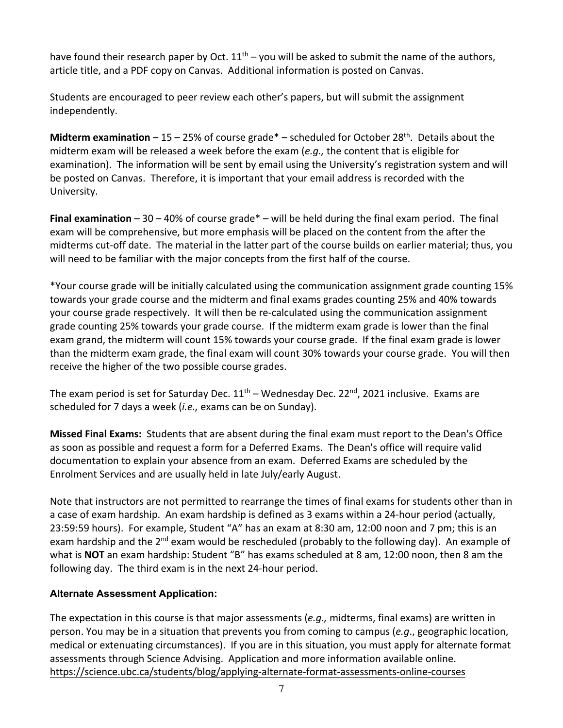have found their research paper by Oct. 11th – you will be asked to submit the name of the authors, article title, and a PDF copy on Canvas. Additional information is posted on Canvas.

Students are encouraged to peer review each other's papers, but will submit the assignment independently.

**Midterm examination** – 15 – 25% of course grade* – scheduled for October 28th. Details about the midterm exam will be released a week before the exam (*e.g.,* the content that is eligible for examination). The information will be sent by email using the University's registration system and will be posted on Canvas. Therefore, it is important that your email address is recorded with the University.

**Final examination** – 30 – 40% of course grade* – will be held during the final exam period. The final exam will be comprehensive, but more emphasis will be placed on the content from the after the midterms cut-off date. The material in the latter part of the course builds on earlier material; thus, you will need to be familiar with the major concepts from the first half of the course.

*Your course grade will be initially calculated using the communication assignment grade counting 15% towards your grade course and the midterm and final exams grades counting 25% and 40% towards your course grade respectively. It will then be re-calculated using the communication assignment grade counting 25% towards your grade course. If the midterm exam grade is lower than the final exam grand, the midterm will count 15% towards your course grade. If the final exam grade is lower than the midterm exam grade, the final exam will count 30% towards your course grade. You will then receive the higher of the two possible course grades.

The exam period is set for Saturday Dec. 11th – Wednesday Dec. 22nd, 2021 inclusive. Exams are scheduled for 7 days a week (*i.e.,* exams can be on Sunday).

**Missed Final Exams:** Students that are absent during the final exam must report to the Dean's Office as soon as possible and request a form for a Deferred Exams. The Dean's office will require valid documentation to explain your absence from an exam. Deferred Exams are scheduled by the Enrolment Services and are usually held in late July/early August.

Note that instructors are not permitted to rearrange the times of final exams for students other than in a case of exam hardship. An exam hardship is defined as 3 exams within a 24-hour period (actually, 23:59:59 hours). For example, Student "A" has an exam at 8:30 am, 12:00 noon and 7 pm; this is an exam hardship and the 2nd exam would be rescheduled (probably to the following day). An example of what is **NOT** an exam hardship: Student "B" has exams scheduled at 8 am, 12:00 noon, then 8 am the following day. The third exam is in the next 24-hour period.

### Alternate Assessment Application:

The expectation in this course is that major assessments (*e.g.,* midterms, final exams) are written in person. You may be in a situation that prevents you from coming to campus (*e.g*., geographic location, medical or extenuating circumstances). If you are in this situation, you must apply for alternate format assessments through Science Advising. Application and more information available online. https://science.ubc.ca/students/blog/applying-alternate-format-assessments-online-courses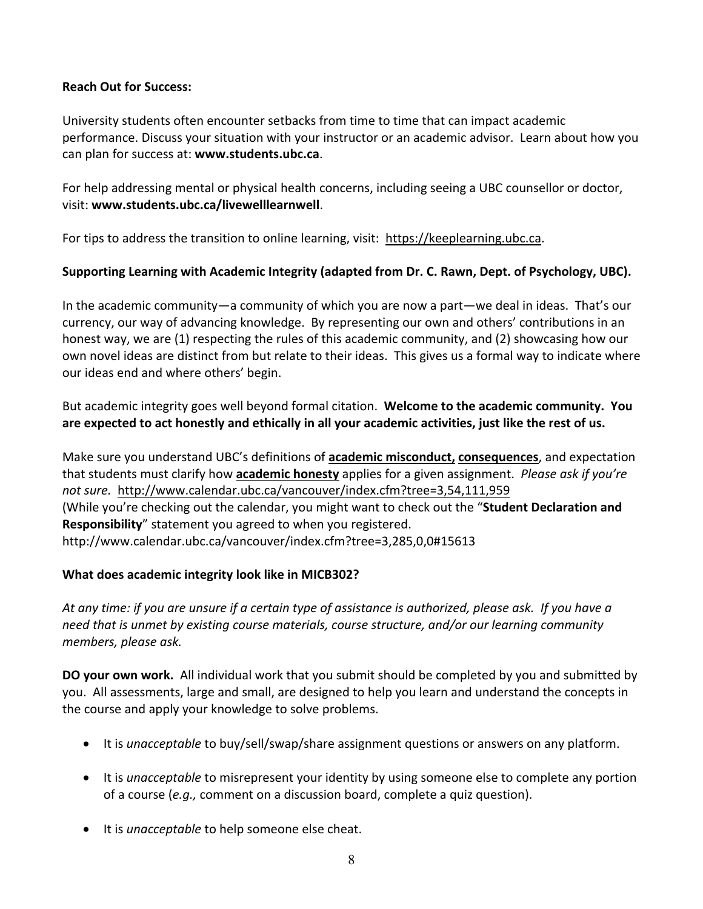**Reach Out for Success:**

University students often encounter setbacks from time to time that can impact academic performance. Discuss your situation with your instructor or an academic advisor. Learn about how you can plan for success at: **www.students.ubc.ca**.

For help addressing mental or physical health concerns, including seeing a UBC counsellor or doctor, visit: **www.students.ubc.ca/livewelllearnwell**.

For tips to address the transition to online learning, visit: https://keeplearning.ubc.ca.

**Supporting Learning with Academic Integrity (adapted from Dr. C. Rawn, Dept. of Psychology, UBC).**

In the academic community—a community of which you are now a part—we deal in ideas. That's our currency, our way of advancing knowledge. By representing our own and others' contributions in an honest way, we are (1) respecting the rules of this academic community, and (2) showcasing how our own novel ideas are distinct from but relate to their ideas. This gives us a formal way to indicate where our ideas end and where others' begin.

But academic integrity goes well beyond formal citation. **Welcome to the academic community. You are expected to act honestly and ethically in all your academic activities, just like the rest of us.**

Make sure you understand UBC's definitions of **academic misconduct, consequences**, and expectation that students must clarify how **academic honesty** applies for a given assignment. *Please ask if you're not sure.* http://www.calendar.ubc.ca/vancouver/index.cfm?tree=3,54,111,959
(While you're checking out the calendar, you might want to check out the "**Student Declaration and Responsibility**" statement you agreed to when you registered.
http://www.calendar.ubc.ca/vancouver/index.cfm?tree=3,285,0,0#15613

**What does academic integrity look like in MICB302?**

*At any time: if you are unsure if a certain type of assistance is authorized, please ask. If you have a need that is unmet by existing course materials, course structure, and/or our learning community members, please ask.*

**DO your own work.** All individual work that you submit should be completed by you and submitted by you. All assessments, large and small, are designed to help you learn and understand the concepts in the course and apply your knowledge to solve problems.

- It is *unacceptable* to buy/sell/swap/share assignment questions or answers on any platform.
- It is *unacceptable* to misrepresent your identity by using someone else to complete any portion of a course (*e.g.,* comment on a discussion board, complete a quiz question).
- It is *unacceptable* to help someone else cheat.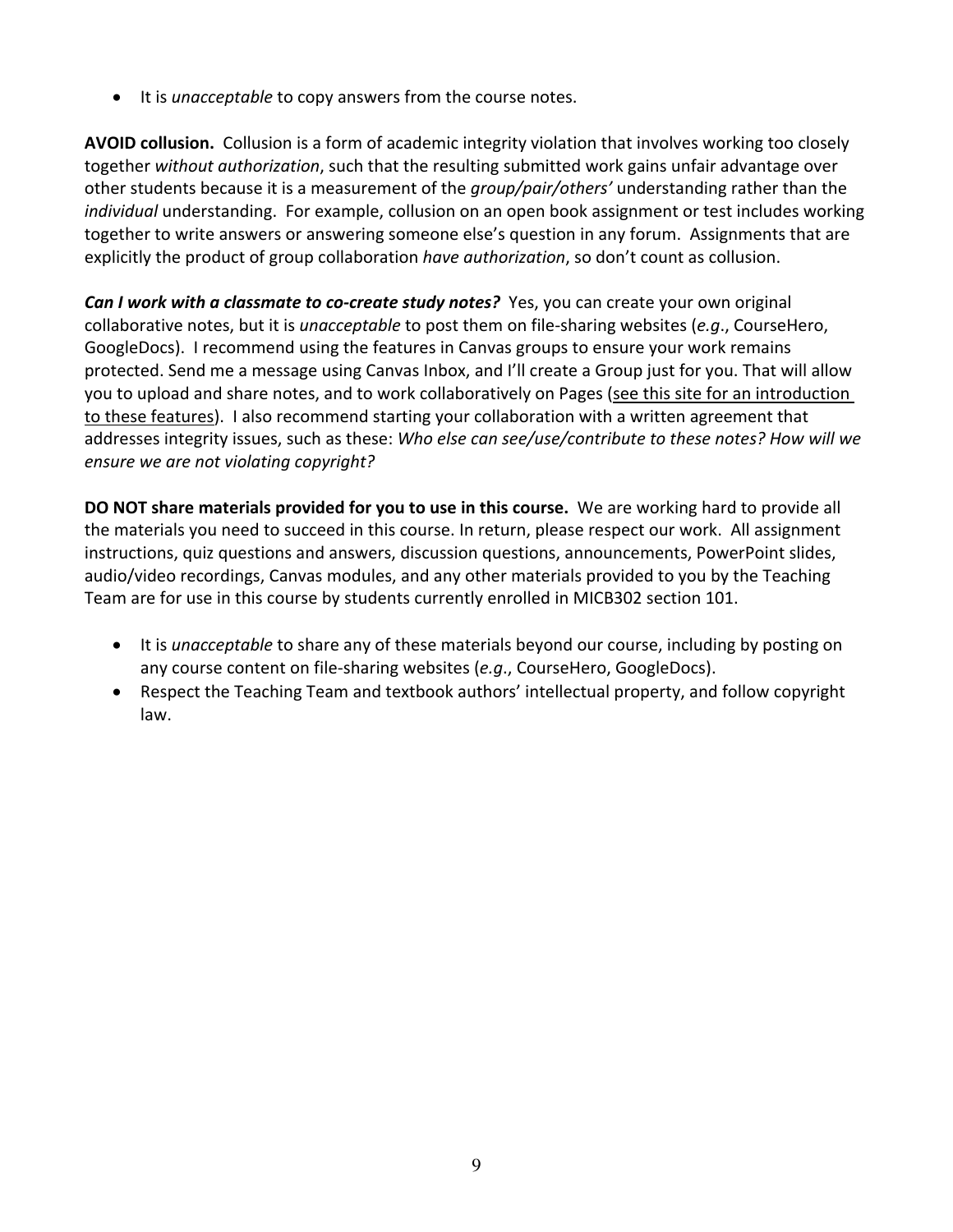- It is *unacceptable* to copy answers from the course notes.

**AVOID collusion.** Collusion is a form of academic integrity violation that involves working too closely together *without authorization*, such that the resulting submitted work gains unfair advantage over other students because it is a measurement of the *group/pair/others'* understanding rather than the *individual* understanding. For example, collusion on an open book assignment or test includes working together to write answers or answering someone else's question in any forum. Assignments that are explicitly the product of group collaboration *have authorization*, so don't count as collusion.

***Can I work with a classmate to co-create study notes?*** Yes, you can create your own original collaborative notes, but it is *unacceptable* to post them on file-sharing websites (*e.g*., CourseHero, GoogleDocs). I recommend using the features in Canvas groups to ensure your work remains protected. Send me a message using Canvas Inbox, and I'll create a Group just for you. That will allow you to upload and share notes, and to work collaboratively on Pages (see this site for an introduction to these features). I also recommend starting your collaboration with a written agreement that addresses integrity issues, such as these: *Who else can see/use/contribute to these notes? How will we ensure we are not violating copyright?*

**DO NOT share materials provided for you to use in this course.** We are working hard to provide all the materials you need to succeed in this course. In return, please respect our work. All assignment instructions, quiz questions and answers, discussion questions, announcements, PowerPoint slides, audio/video recordings, Canvas modules, and any other materials provided to you by the Teaching Team are for use in this course by students currently enrolled in MICB302 section 101.

- It is *unacceptable* to share any of these materials beyond our course, including by posting on any course content on file-sharing websites (*e.g*., CourseHero, GoogleDocs).
- Respect the Teaching Team and textbook authors' intellectual property, and follow copyright law.